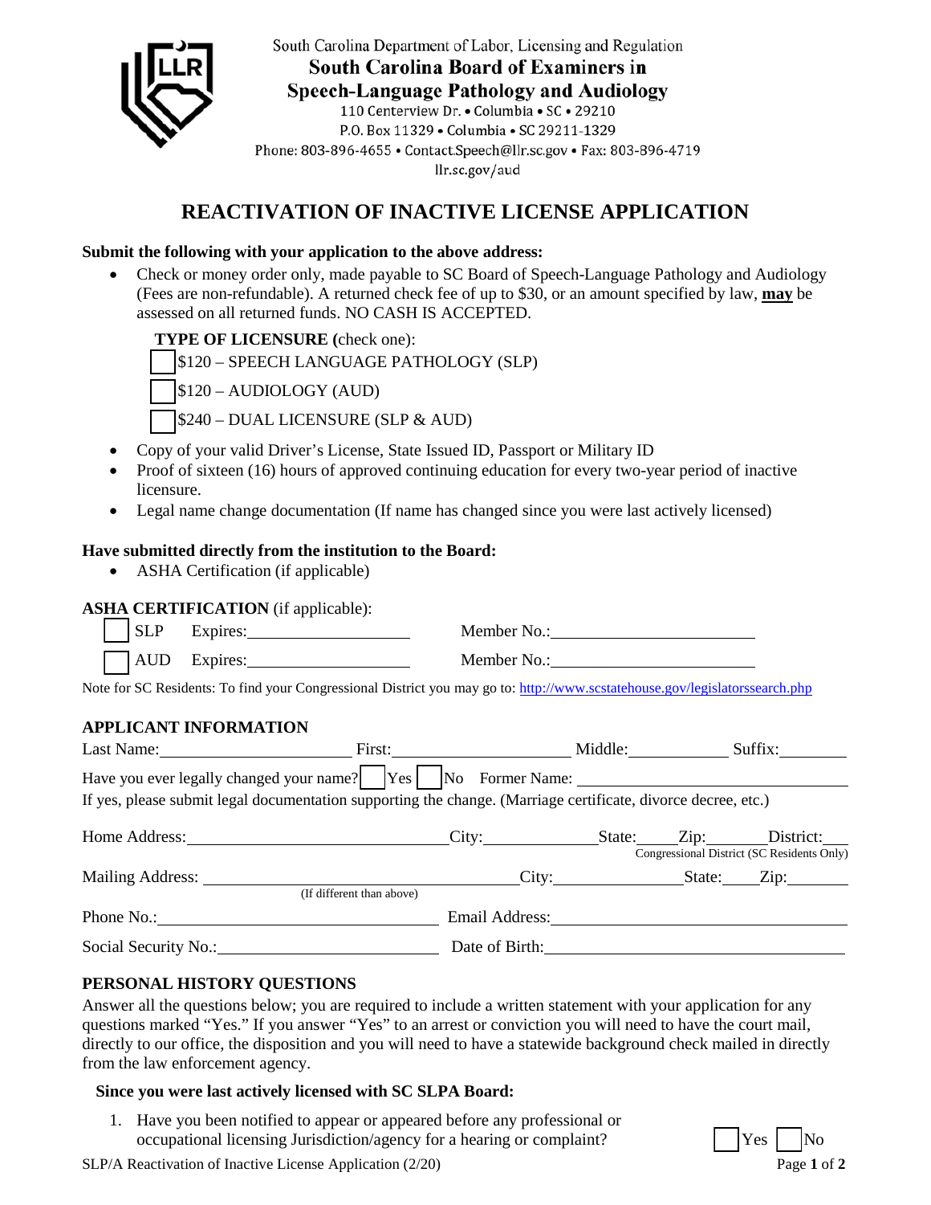South Carolina Department of Labor, Licensing and Regulation

**South Carolina Board of Examiners in Speech-Language Pathology and Audiology**

110 Centerview Dr. • Columbia • SC • 29210
P.O. Box 11329 • Columbia • SC 29211-1329
Phone: 803-896-4655 • Contact.Speech@llr.sc.gov • Fax: 803-896-4719
llr.sc.gov/aud

# REACTIVATION OF INACTIVE LICENSE APPLICATION

**Submit the following with your application to the above address:**

- Check or money order only, made payable to SC Board of Speech-Language Pathology and Audiology (Fees are non-refundable). A returned check fee of up to $30, or an amount specified by law, **may** be assessed on all returned funds. NO CASH IS ACCEPTED.

  **TYPE OF LICENSURE (**check one):

  ☐ $120 – SPEECH LANGUAGE PATHOLOGY (SLP)

  ☐ $120 – AUDIOLOGY (AUD)

  ☐ $240 – DUAL LICENSURE (SLP & AUD)

- Copy of your valid Driver's License, State Issued ID, Passport or Military ID
- Proof of sixteen (16) hours of approved continuing education for every two-year period of inactive licensure.
- Legal name change documentation (If name has changed since you were last actively licensed)

**Have submitted directly from the institution to the Board:**

- ASHA Certification (if applicable)

**ASHA CERTIFICATION** (if applicable):

☐ SLP Expires:\_\_\_\_\_\_\_\_\_\_\_\_\_\_\_\_\_\_ Member No.:\_\_\_\_\_\_\_\_\_\_\_\_\_\_\_\_\_\_\_\_\_\_

☐ AUD Expires:\_\_\_\_\_\_\_\_\_\_\_\_\_\_\_\_\_\_ Member No.:\_\_\_\_\_\_\_\_\_\_\_\_\_\_\_\_\_\_\_\_\_\_

Note for SC Residents: To find your Congressional District you may go to: http://www.scstatehouse.gov/legislatorssearch.php

## APPLICANT INFORMATION

Last Name:\_\_\_\_\_\_\_\_\_\_\_\_\_\_\_\_\_\_\_\_ First:\_\_\_\_\_\_\_\_\_\_\_\_\_\_\_\_\_\_\_\_ Middle:\_\_\_\_\_\_\_\_\_\_ Suffix:\_\_\_\_\_\_\_

Have you ever legally changed your name? ☐ Yes ☐ No Former Name: \_\_\_\_\_\_\_\_\_\_\_\_\_\_\_\_\_\_\_\_\_\_\_\_\_\_\_\_

If yes, please submit legal documentation supporting the change. (Marriage certificate, divorce decree, etc.)

Home Address:\_\_\_\_\_\_\_\_\_\_\_\_\_\_\_\_\_\_\_\_\_\_\_\_\_\_\_\_ City:\_\_\_\_\_\_\_\_\_\_\_\_ State:\_\_\_\_ Zip:\_\_\_\_\_\_ District:\_\_\_
Congressional District (SC Residents Only)

Mailing Address: \_\_\_\_\_\_\_\_\_\_\_\_\_\_\_\_\_\_\_\_\_\_\_\_\_\_\_\_ City:\_\_\_\_\_\_\_\_\_\_\_\_\_\_ State:\_\_\_\_ Zip:\_\_\_\_\_\_
(If different than above)

Phone No.:\_\_\_\_\_\_\_\_\_\_\_\_\_\_\_\_\_\_\_\_\_\_\_\_\_\_\_\_\_\_\_\_ Email Address:\_\_\_\_\_\_\_\_\_\_\_\_\_\_\_\_\_\_\_\_\_\_\_\_\_\_\_\_\_\_\_\_

Social Security No.:\_\_\_\_\_\_\_\_\_\_\_\_\_\_\_\_\_\_\_\_\_\_\_\_ Date of Birth:\_\_\_\_\_\_\_\_\_\_\_\_\_\_\_\_\_\_\_\_\_\_\_\_\_\_\_\_\_\_\_\_

## PERSONAL HISTORY QUESTIONS

Answer all the questions below; you are required to include a written statement with your application for any questions marked "Yes." If you answer "Yes" to an arrest or conviction you will need to have the court mail, directly to our office, the disposition and you will need to have a statewide background check mailed in directly from the law enforcement agency.

**Since you were last actively licensed with SC SLPA Board:**

1. Have you been notified to appear or appeared before any professional or occupational licensing Jurisdiction/agency for a hearing or complaint? ☐ Yes ☐ No

SLP/A Reactivation of Inactive License Application (2/20)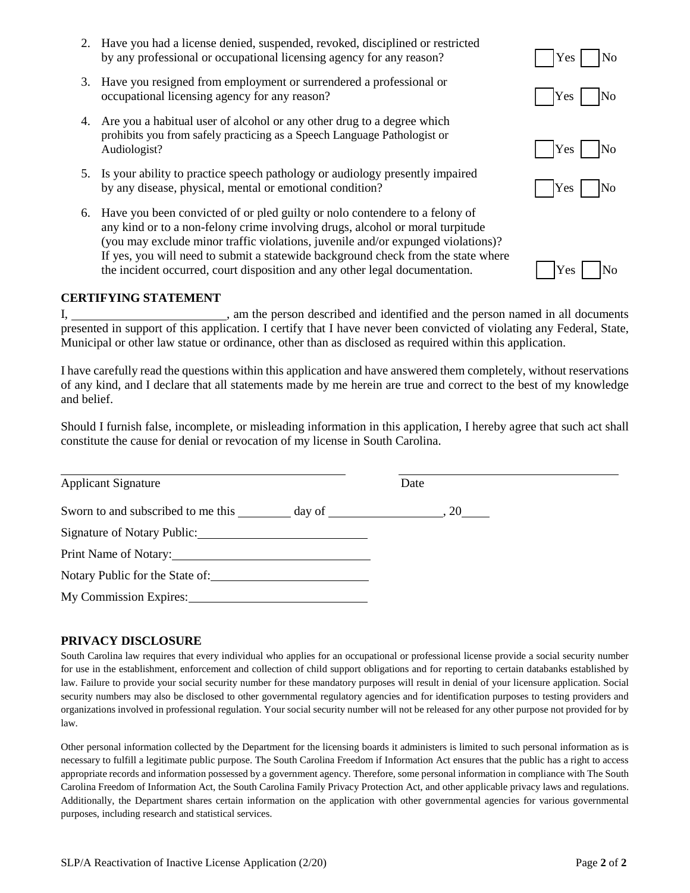2. Have you had a license denied, suspended, revoked, disciplined or restricted by any professional or occupational licensing agency for any reason? ☐ Yes ☐ No

3. Have you resigned from employment or surrendered a professional or occupational licensing agency for any reason? ☐ Yes ☐ No

4. Are you a habitual user of alcohol or any other drug to a degree which prohibits you from safely practicing as a Speech Language Pathologist or Audiologist? ☐ Yes ☐ No

5. Is your ability to practice speech pathology or audiology presently impaired by any disease, physical, mental or emotional condition? ☐ Yes ☐ No

6. Have you been convicted of or pled guilty or nolo contendere to a felony of any kind or to a non-felony crime involving drugs, alcohol or moral turpitude (you may exclude minor traffic violations, juvenile and/or expunged violations)? If yes, you will need to submit a statewide background check from the state where the incident occurred, court disposition and any other legal documentation. ☐ Yes ☐ No

**CERTIFYING STATEMENT**

I, ________________________, am the person described and identified and the person named in all documents presented in support of this application. I certify that I have never been convicted of violating any Federal, State, Municipal or other law statue or ordinance, other than as disclosed as required within this application.

I have carefully read the questions within this application and have answered them completely, without reservations of any kind, and I declare that all statements made by me herein are true and correct to the best of my knowledge and belief.

Should I furnish false, incomplete, or misleading information in this application, I hereby agree that such act shall constitute the cause for denial or revocation of my license in South Carolina.

_______________________________________ _______________________________

Applicant Signature Date

Sworn to and subscribed to me this ________ day of __________________, 20_____

Signature of Notary Public: ___________________________

Print Name of Notary: ______________________________

Notary Public for the State of: _________________________

My Commission Expires: ____________________________

**PRIVACY DISCLOSURE**

South Carolina law requires that every individual who applies for an occupational or professional license provide a social security number for use in the establishment, enforcement and collection of child support obligations and for reporting to certain databanks established by law. Failure to provide your social security number for these mandatory purposes will result in denial of your licensure application. Social security numbers may also be disclosed to other governmental regulatory agencies and for identification purposes to testing providers and organizations involved in professional regulation. Your social security number will not be released for any other purpose not provided for by law.

Other personal information collected by the Department for the licensing boards it administers is limited to such personal information as is necessary to fulfill a legitimate public purpose. The South Carolina Freedom if Information Act ensures that the public has a right to access appropriate records and information possessed by a government agency. Therefore, some personal information in compliance with The South Carolina Freedom of Information Act, the South Carolina Family Privacy Protection Act, and other applicable privacy laws and regulations. Additionally, the Department shares certain information on the application with other governmental agencies for various governmental purposes, including research and statistical services.

SLP/A Reactivation of Inactive License Application (2/20)